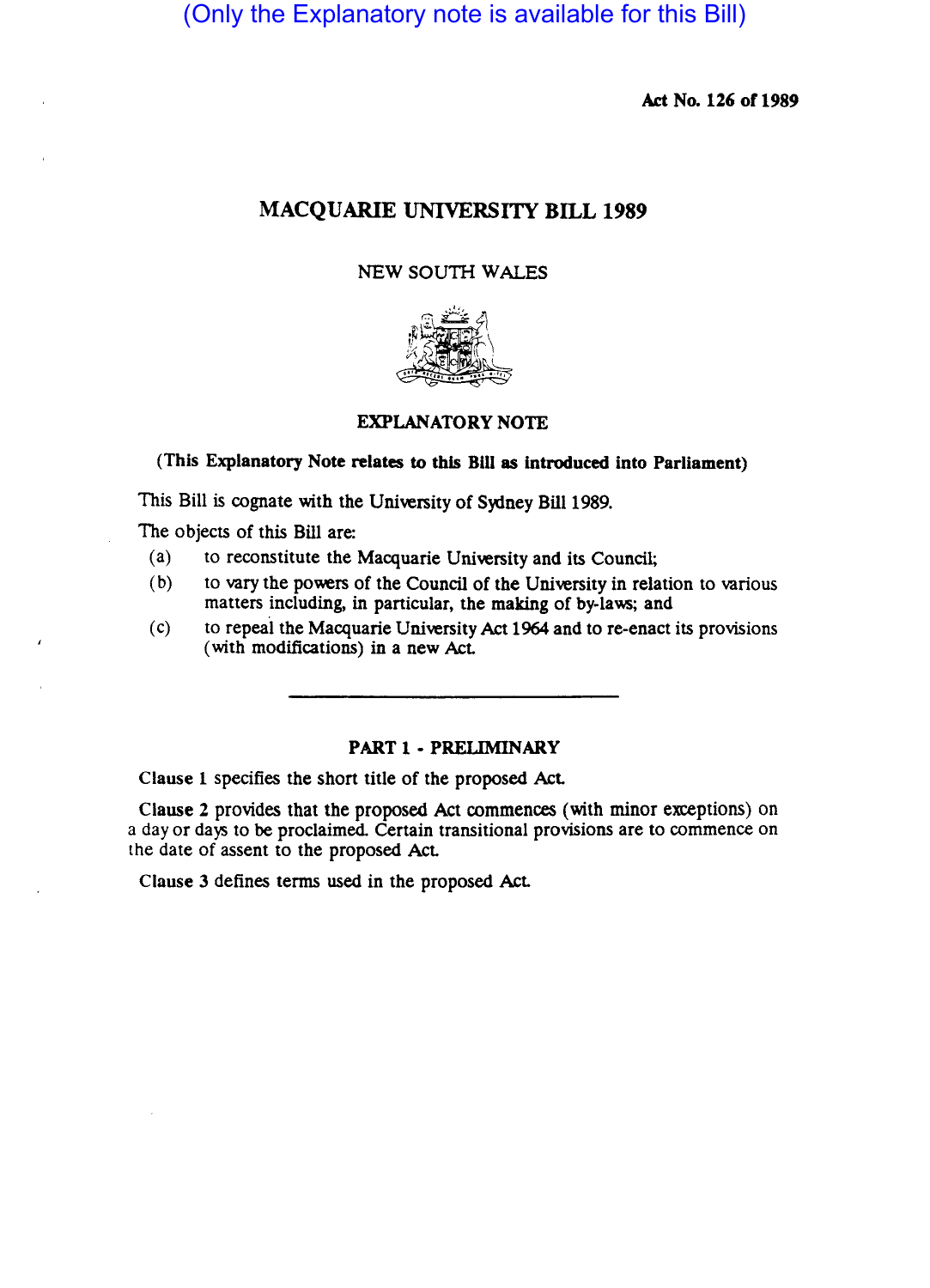(Only the Explanatory note is available for this Bill)

**Act No. 126 of 1989**

# MACQUARIE UNIVERSITY BILL 1989

NEW SOUTH WALES

## EXPLANATORY NOTE

**(This Explanatory Note relates to this Bill as introduced into Parliament)**

This Bill is cognate with the University of Sydney Bill 1989.

The objects of this Bill are:

(a) to reconstitute the Macquarie University and its Council;

(b) to vary the powers of the Council of the University in relation to various matters including, in particular, the making of by-laws; and

(c) to repeal the Macquarie University Act 1964 and to re-enact its provisions (with modifications) in a new Act.

---

## PART 1 - PRELIMINARY

Clause 1 specifies the short title of the proposed Act.

Clause 2 provides that the proposed Act commences (with minor exceptions) on a day or days to be proclaimed. Certain transitional provisions are to commence on the date of assent to the proposed Act.

Clause 3 defines terms used in the proposed Act.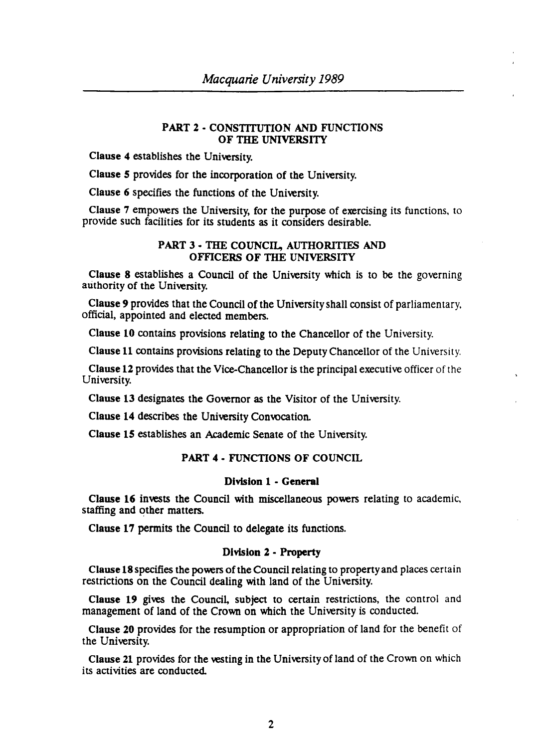## PART 2 - CONSTITUTION AND FUNCTIONS OF THE UNIVERSITY

**Clause 4** establishes the University.

**Clause 5** provides for the incorporation of the University.

**Clause 6** specifies the functions of the University.

**Clause 7** empowers the University, for the purpose of exercising its functions, to provide such facilities for its students as it considers desirable.

## PART 3 - THE COUNCIL, AUTHORITIES AND OFFICERS OF THE UNIVERSITY

**Clause 8** establishes a Council of the University which is to be the governing authority of the University.

**Clause 9** provides that the Council of the University shall consist of parliamentary, official, appointed and elected members.

**Clause 10** contains provisions relating to the Chancellor of the University.

**Clause 11** contains provisions relating to the Deputy Chancellor of the University.

**Clause 12** provides that the Vice-Chancellor is the principal executive officer of the University.

**Clause 13** designates the Governor as the Visitor of the University.

**Clause 14** describes the University Convocation.

**Clause 15** establishes an Academic Senate of the University.

## PART 4 - FUNCTIONS OF COUNCIL

### Division 1 - General

**Clause 16** invests the Council with miscellaneous powers relating to academic, staffing and other matters.

**Clause 17** permits the Council to delegate its functions.

### Division 2 - Property

**Clause 18** specifies the powers of the Council relating to property and places certain restrictions on the Council dealing with land of the University.

**Clause 19** gives the Council, subject to certain restrictions, the control and management of land of the Crown on which the University is conducted.

**Clause 20** provides for the resumption or appropriation of land for the benefit of the University.

**Clause 21** provides for the vesting in the University of land of the Crown on which its activities are conducted.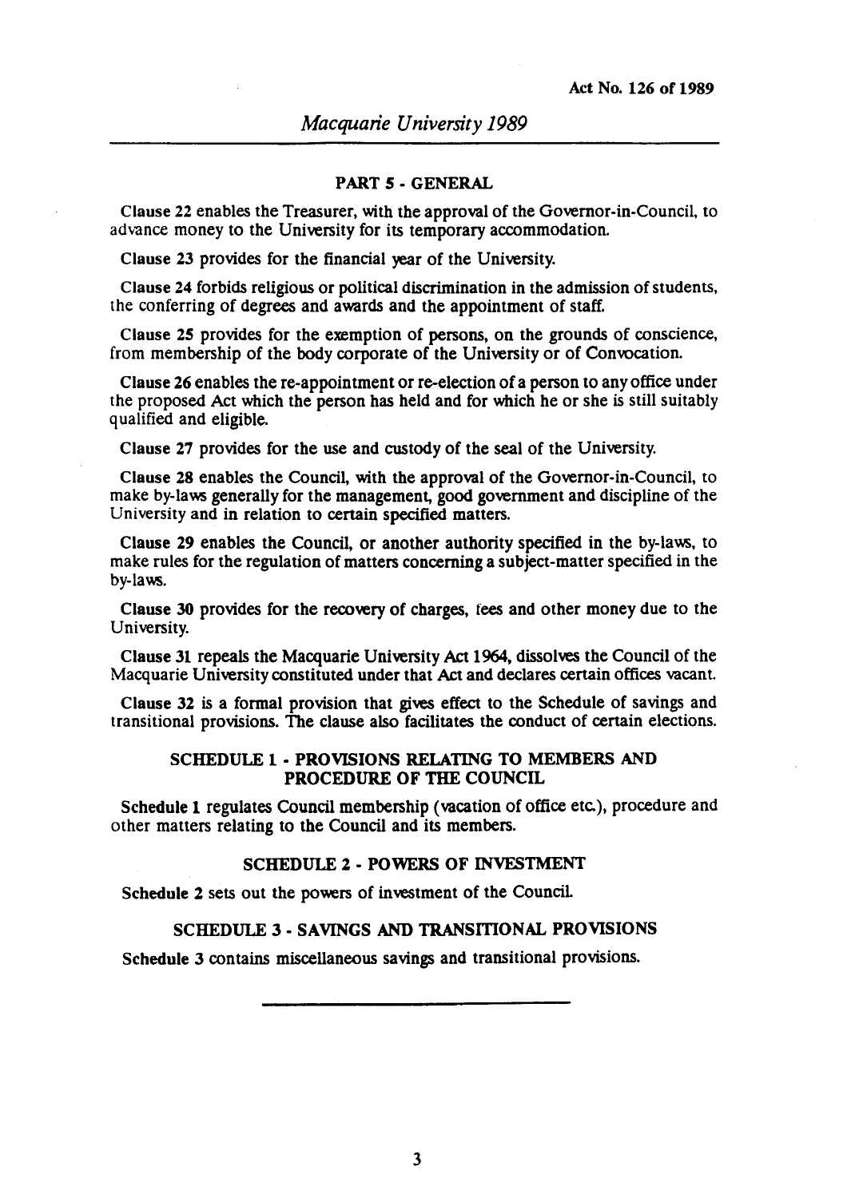## PART 5 - GENERAL

**Clause 22** enables the Treasurer, with the approval of the Governor-in-Council, to advance money to the University for its temporary accommodation.

**Clause 23** provides for the financial year of the University.

**Clause 24** forbids religious or political discrimination in the admission of students, the conferring of degrees and awards and the appointment of staff.

**Clause 25** provides for the exemption of persons, on the grounds of conscience, from membership of the body corporate of the University or of Convocation.

**Clause 26** enables the re-appointment or re-election of a person to any office under the proposed Act which the person has held and for which he or she is still suitably qualified and eligible.

**Clause 27** provides for the use and custody of the seal of the University.

**Clause 28** enables the Council, with the approval of the Governor-in-Council, to make by-laws generally for the management, good government and discipline of the University and in relation to certain specified matters.

**Clause 29** enables the Council, or another authority specified in the by-laws, to make rules for the regulation of matters concerning a subject-matter specified in the by-laws.

**Clause 30** provides for the recovery of charges, fees and other money due to the University.

**Clause 31** repeals the Macquarie University Act 1964, dissolves the Council of the Macquarie University constituted under that Act and declares certain offices vacant.

**Clause 32** is a formal provision that gives effect to the Schedule of savings and transitional provisions. The clause also facilitates the conduct of certain elections.

## SCHEDULE 1 - PROVISIONS RELATING TO MEMBERS AND PROCEDURE OF THE COUNCIL

**Schedule 1** regulates Council membership (vacation of office etc.), procedure and other matters relating to the Council and its members.

## SCHEDULE 2 - POWERS OF INVESTMENT

**Schedule 2** sets out the powers of investment of the Council.

## SCHEDULE 3 - SAVINGS AND TRANSITIONAL PROVISIONS

**Schedule 3** contains miscellaneous savings and transitional provisions.